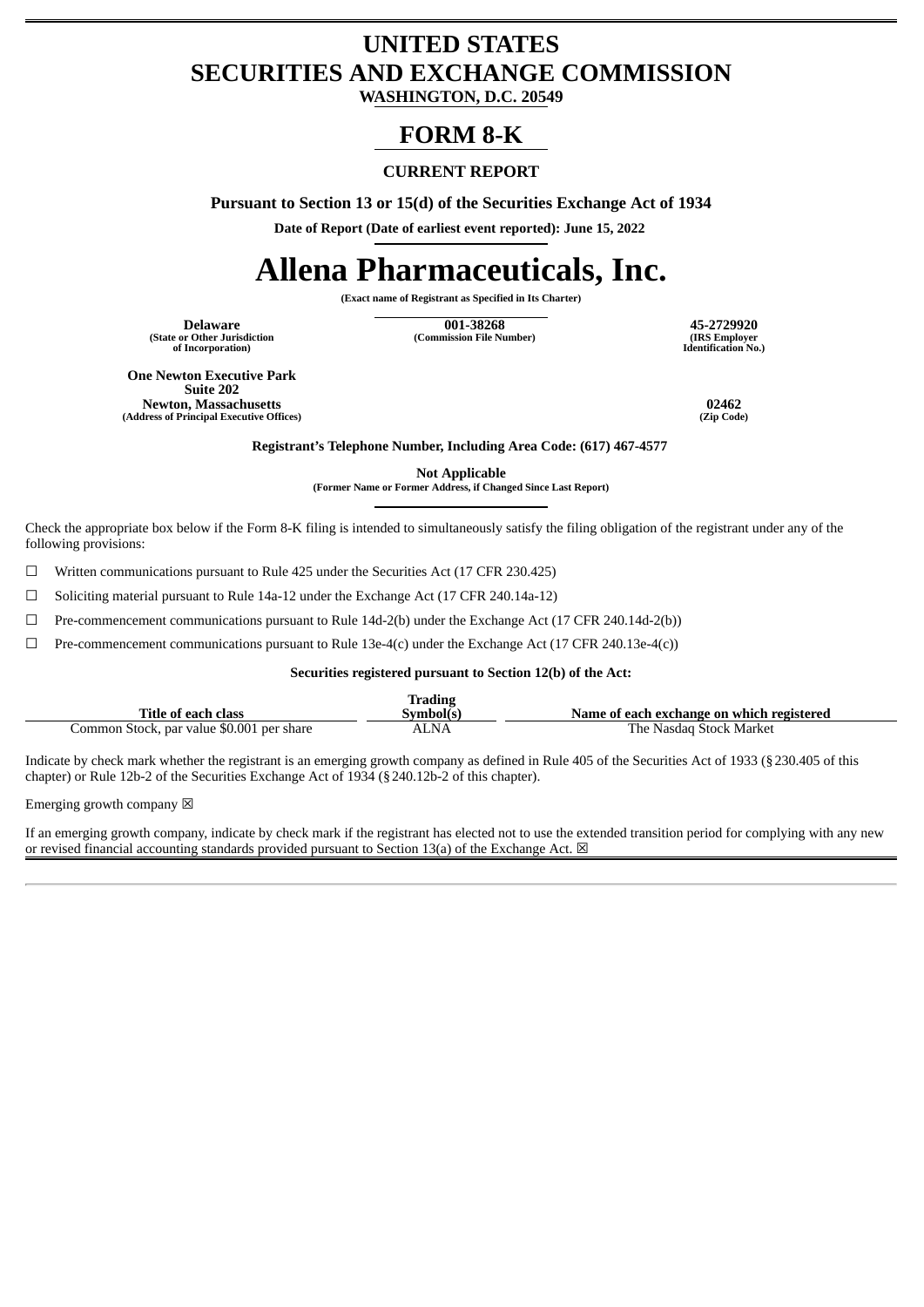# UNITED STATES
# SECURITIES AND EXCHANGE COMMISSION

**WASHINGTON, D.C. 20549**

# FORM 8-K

**CURRENT REPORT**

**Pursuant to Section 13 or 15(d) of the Securities Exchange Act of 1934**

**Date of Report (Date of earliest event reported): June 15, 2022**

# Allena Pharmaceuticals, Inc.

**(Exact name of Registrant as Specified in Its Charter)**

| **Delaware** | **001-38268** | **45-2729920** |
|---|---|---|
| **(State or Other Jurisdiction of Incorporation)** | **(Commission File Number)** | **(IRS Employer Identification No.)** |

| **One Newton Executive Park Suite 202 Newton, Massachusetts** | **02462** |
|---|---|
| **(Address of Principal Executive Offices)** | **(Zip Code)** |

**Registrant's Telephone Number, Including Area Code: (617) 467-4577**

**Not Applicable**
**(Former Name or Former Address, if Changed Since Last Report)**

Check the appropriate box below if the Form 8-K filing is intended to simultaneously satisfy the filing obligation of the registrant under any of the following provisions:

☐ Written communications pursuant to Rule 425 under the Securities Act (17 CFR 230.425)

☐ Soliciting material pursuant to Rule 14a-12 under the Exchange Act (17 CFR 240.14a-12)

☐ Pre-commencement communications pursuant to Rule 14d-2(b) under the Exchange Act (17 CFR 240.14d-2(b))

☐ Pre-commencement communications pursuant to Rule 13e-4(c) under the Exchange Act (17 CFR 240.13e-4(c))

**Securities registered pursuant to Section 12(b) of the Act:**

| Title of each class | Trading Symbol(s) | Name of each exchange on which registered |
|---|---|---|
| Common Stock, par value $0.001 per share | ALNA | The Nasdaq Stock Market |

Indicate by check mark whether the registrant is an emerging growth company as defined in Rule 405 of the Securities Act of 1933 (§230.405 of this chapter) or Rule 12b-2 of the Securities Exchange Act of 1934 (§240.12b-2 of this chapter).

Emerging growth company ☒

If an emerging growth company, indicate by check mark if the registrant has elected not to use the extended transition period for complying with any new or revised financial accounting standards provided pursuant to Section 13(a) of the Exchange Act. ☒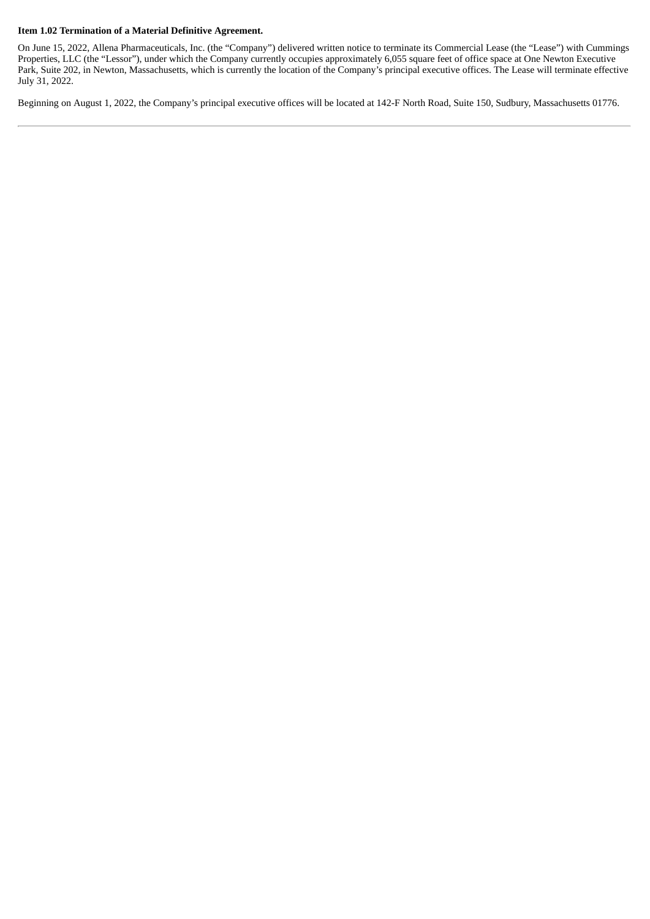**Item 1.02 Termination of a Material Definitive Agreement.**

On June 15, 2022, Allena Pharmaceuticals, Inc. (the "Company") delivered written notice to terminate its Commercial Lease (the "Lease") with Cummings Properties, LLC (the "Lessor"), under which the Company currently occupies approximately 6,055 square feet of office space at One Newton Executive Park, Suite 202, in Newton, Massachusetts, which is currently the location of the Company's principal executive offices. The Lease will terminate effective July 31, 2022.

Beginning on August 1, 2022, the Company's principal executive offices will be located at 142-F North Road, Suite 150, Sudbury, Massachusetts 01776.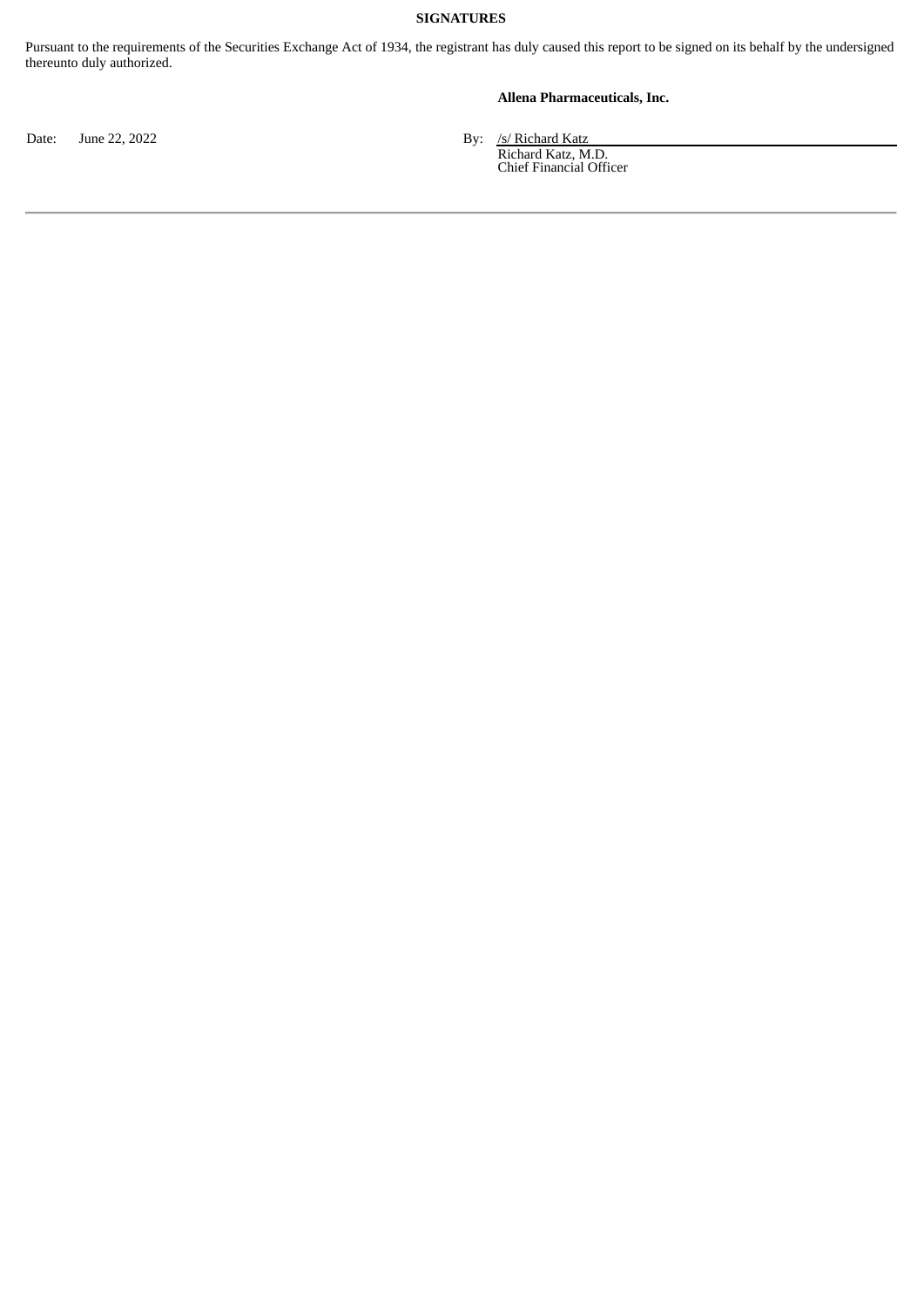**SIGNATURES**

Pursuant to the requirements of the Securities Exchange Act of 1934, the registrant has duly caused this report to be signed on its behalf by the undersigned thereunto duly authorized.

| | | |
|---|---|---|
| | | **Allena Pharmaceuticals, Inc.** |
| Date: June 22, 2022 | By: | /s/ Richard Katz |
| | | Richard Katz, M.D. |
| | | Chief Financial Officer |